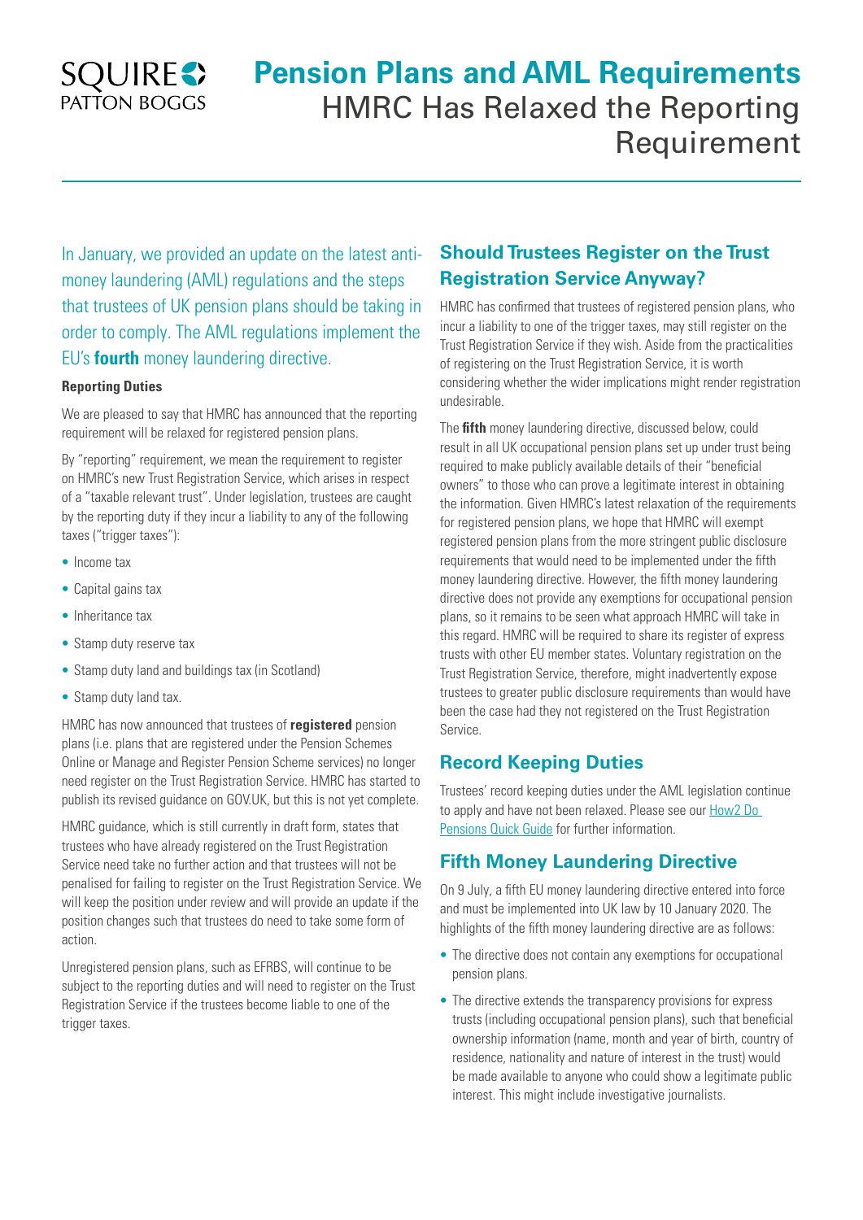# Pension Plans and AML Requirements

## HMRC Has Relaxed the Reporting Requirement

In January, we provided an update on the latest anti-money laundering (AML) regulations and the steps that trustees of UK pension plans should be taking in order to comply. The AML regulations implement the EU's **fourth** money laundering directive.

**Reporting Duties**

We are pleased to say that HMRC has announced that the reporting requirement will be relaxed for registered pension plans.

By "reporting" requirement, we mean the requirement to register on HMRC's new Trust Registration Service, which arises in respect of a "taxable relevant trust". Under legislation, trustees are caught by the reporting duty if they incur a liability to any of the following taxes ("trigger taxes"):

- Income tax
- Capital gains tax
- Inheritance tax
- Stamp duty reserve tax
- Stamp duty land and buildings tax (in Scotland)
- Stamp duty land tax.

HMRC has now announced that trustees of **registered** pension plans (i.e. plans that are registered under the Pension Schemes Online or Manage and Register Pension Scheme services) no longer need register on the Trust Registration Service. HMRC has started to publish its revised guidance on GOV.UK, but this is not yet complete.

HMRC guidance, which is still currently in draft form, states that trustees who have already registered on the Trust Registration Service need take no further action and that trustees will not be penalised for failing to register on the Trust Registration Service. We will keep the position under review and will provide an update if the position changes such that trustees do need to take some form of action.

Unregistered pension plans, such as EFRBS, will continue to be subject to the reporting duties and will need to register on the Trust Registration Service if the trustees become liable to one of the trigger taxes.

## Should Trustees Register on the Trust Registration Service Anyway?

HMRC has confirmed that trustees of registered pension plans, who incur a liability to one of the trigger taxes, may still register on the Trust Registration Service if they wish. Aside from the practicalities of registering on the Trust Registration Service, it is worth considering whether the wider implications might render registration undesirable.

The **fifth** money laundering directive, discussed below, could result in all UK occupational pension plans set up under trust being required to make publicly available details of their "beneficial owners" to those who can prove a legitimate interest in obtaining the information. Given HMRC's latest relaxation of the requirements for registered pension plans, we hope that HMRC will exempt registered pension plans from the more stringent public disclosure requirements that would need to be implemented under the fifth money laundering directive. However, the fifth money laundering directive does not provide any exemptions for occupational pension plans, so it remains to be seen what approach HMRC will take in this regard. HMRC will be required to share its register of express trusts with other EU member states. Voluntary registration on the Trust Registration Service, therefore, might inadvertently expose trustees to greater public disclosure requirements than would have been the case had they not registered on the Trust Registration Service.

## Record Keeping Duties

Trustees' record keeping duties under the AML legislation continue to apply and have not been relaxed. Please see our How2 Do Pensions Quick Guide for further information.

## Fifth Money Laundering Directive

On 9 July, a fifth EU money laundering directive entered into force and must be implemented into UK law by 10 January 2020. The highlights of the fifth money laundering directive are as follows:

- The directive does not contain any exemptions for occupational pension plans.
- The directive extends the transparency provisions for express trusts (including occupational pension plans), such that beneficial ownership information (name, month and year of birth, country of residence, nationality and nature of interest in the trust) would be made available to anyone who could show a legitimate public interest. This might include investigative journalists.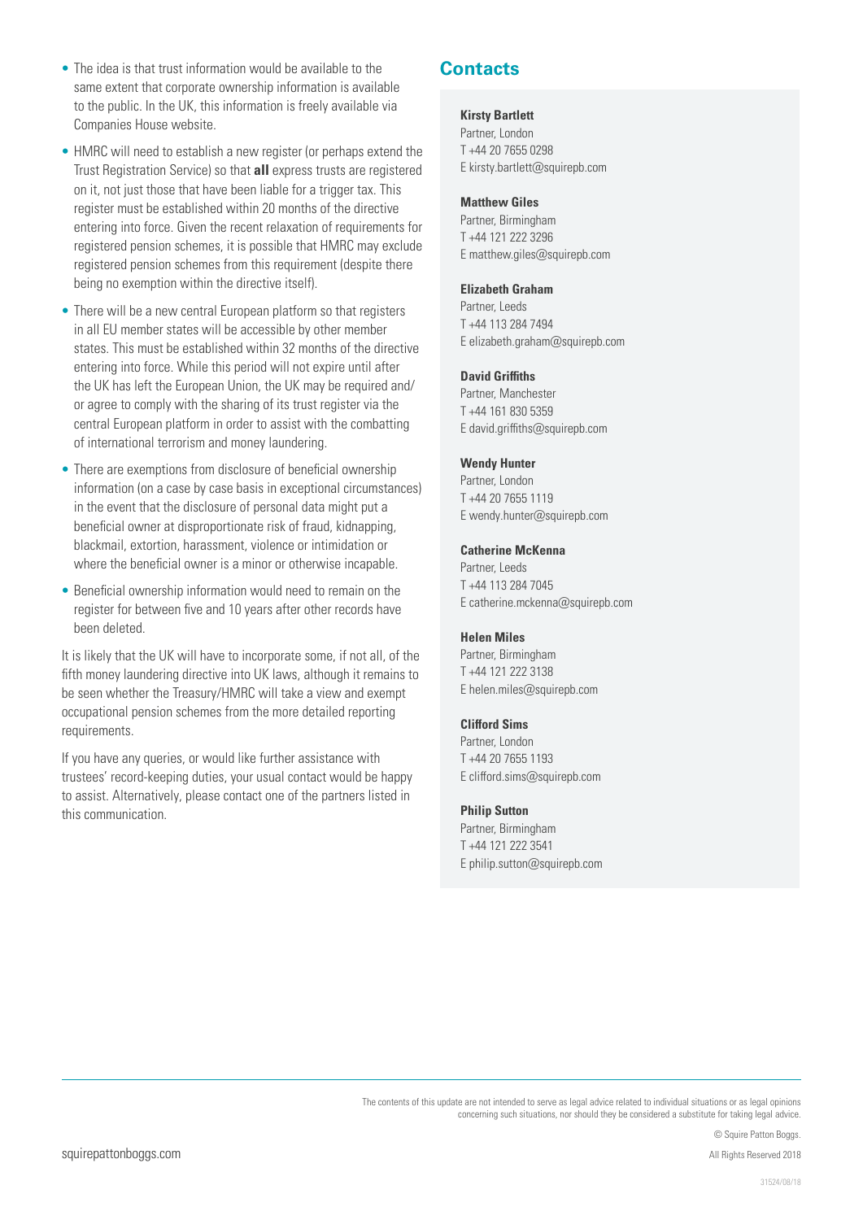- The idea is that trust information would be available to the same extent that corporate ownership information is available to the public. In the UK, this information is freely available via Companies House website.
- HMRC will need to establish a new register (or perhaps extend the Trust Registration Service) so that **all** express trusts are registered on it, not just those that have been liable for a trigger tax. This register must be established within 20 months of the directive entering into force. Given the recent relaxation of requirements for registered pension schemes, it is possible that HMRC may exclude registered pension schemes from this requirement (despite there being no exemption within the directive itself).
- There will be a new central European platform so that registers in all EU member states will be accessible by other member states. This must be established within 32 months of the directive entering into force. While this period will not expire until after the UK has left the European Union, the UK may be required and/or agree to comply with the sharing of its trust register via the central European platform in order to assist with the combatting of international terrorism and money laundering.
- There are exemptions from disclosure of beneficial ownership information (on a case by case basis in exceptional circumstances) in the event that the disclosure of personal data might put a beneficial owner at disproportionate risk of fraud, kidnapping, blackmail, extortion, harassment, violence or intimidation or where the beneficial owner is a minor or otherwise incapable.
- Beneficial ownership information would need to remain on the register for between five and 10 years after other records have been deleted.

It is likely that the UK will have to incorporate some, if not all, of the fifth money laundering directive into UK laws, although it remains to be seen whether the Treasury/HMRC will take a view and exempt occupational pension schemes from the more detailed reporting requirements.

If you have any queries, or would like further assistance with trustees' record-keeping duties, your usual contact would be happy to assist. Alternatively, please contact one of the partners listed in this communication.

## Contacts

**Kirsty Bartlett**
Partner, London
T +44 20 7655 0298
E kirsty.bartlett@squirepb.com

**Matthew Giles**
Partner, Birmingham
T +44 121 222 3296
E matthew.giles@squirepb.com

**Elizabeth Graham**
Partner, Leeds
T +44 113 284 7494
E elizabeth.graham@squirepb.com

**David Griffiths**
Partner, Manchester
T +44 161 830 5359
E david.griffiths@squirepb.com

**Wendy Hunter**
Partner, London
T +44 20 7655 1119
E wendy.hunter@squirepb.com

**Catherine McKenna**
Partner, Leeds
T +44 113 284 7045
E catherine.mckenna@squirepb.com

**Helen Miles**
Partner, Birmingham
T +44 121 222 3138
E helen.miles@squirepb.com

**Clifford Sims**
Partner, London
T +44 20 7655 1193
E clifford.sims@squirepb.com

**Philip Sutton**
Partner, Birmingham
T +44 121 222 3541
E philip.sutton@squirepb.com

The contents of this update are not intended to serve as legal advice related to individual situations or as legal opinions concerning such situations, nor should they be considered a substitute for taking legal advice.

© Squire Patton Boggs.

All Rights Reserved 2018

squirepattonboggs.com

31524/08/18